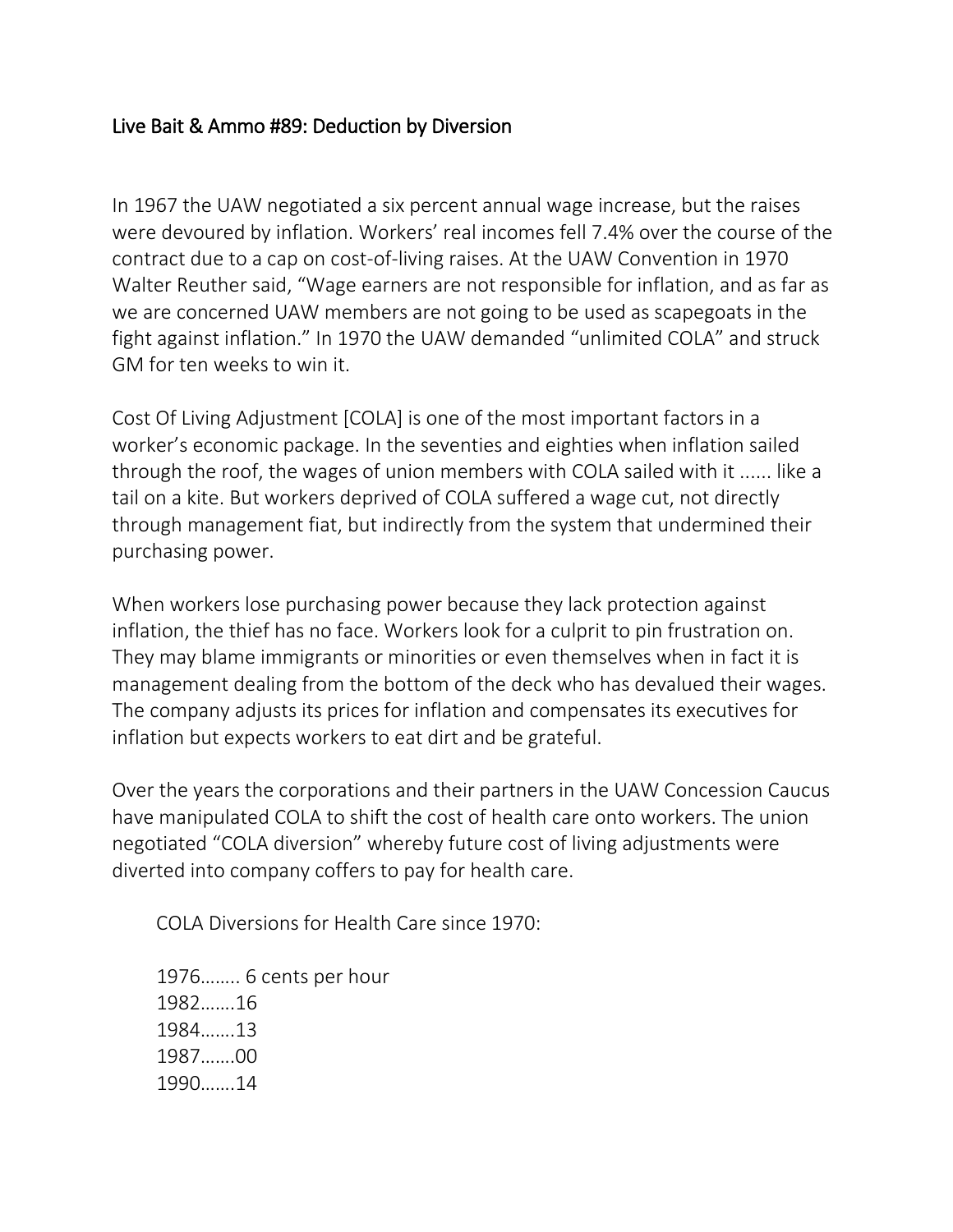## Live Bait & Ammo #89: Deduction by Diversion

In 1967 the UAW negotiated a six percent annual wage increase, but the raises were devoured by inflation. Workers' real incomes fell 7.4% over the course of the contract due to a cap on cost-of-living raises. At the UAW Convention in 1970 Walter Reuther said, "Wage earners are not responsible for inflation, and as far as we are concerned UAW members are not going to be used as scapegoats in the fight against inflation." In 1970 the UAW demanded "unlimited COLA" and struck GM for ten weeks to win it.

Cost Of Living Adjustment [COLA] is one of the most important factors in a worker's economic package. In the seventies and eighties when inflation sailed through the roof, the wages of union members with COLA sailed with it ...... like a tail on a kite. But workers deprived of COLA suffered a wage cut, not directly through management fiat, but indirectly from the system that undermined their purchasing power.

When workers lose purchasing power because they lack protection against inflation, the thief has no face. Workers look for a culprit to pin frustration on. They may blame immigrants or minorities or even themselves when in fact it is management dealing from the bottom of the deck who has devalued their wages. The company adjusts its prices for inflation and compensates its executives for inflation but expects workers to eat dirt and be grateful.

Over the years the corporations and their partners in the UAW Concession Caucus have manipulated COLA to shift the cost of health care onto workers. The union negotiated "COLA diversion" whereby future cost of living adjustments were diverted into company coffers to pay for health care.

COLA Diversions for Health Care since 1970:

1976........ 6 cents per hour
1982.......16
1984.......13
1987.......00
1990.......14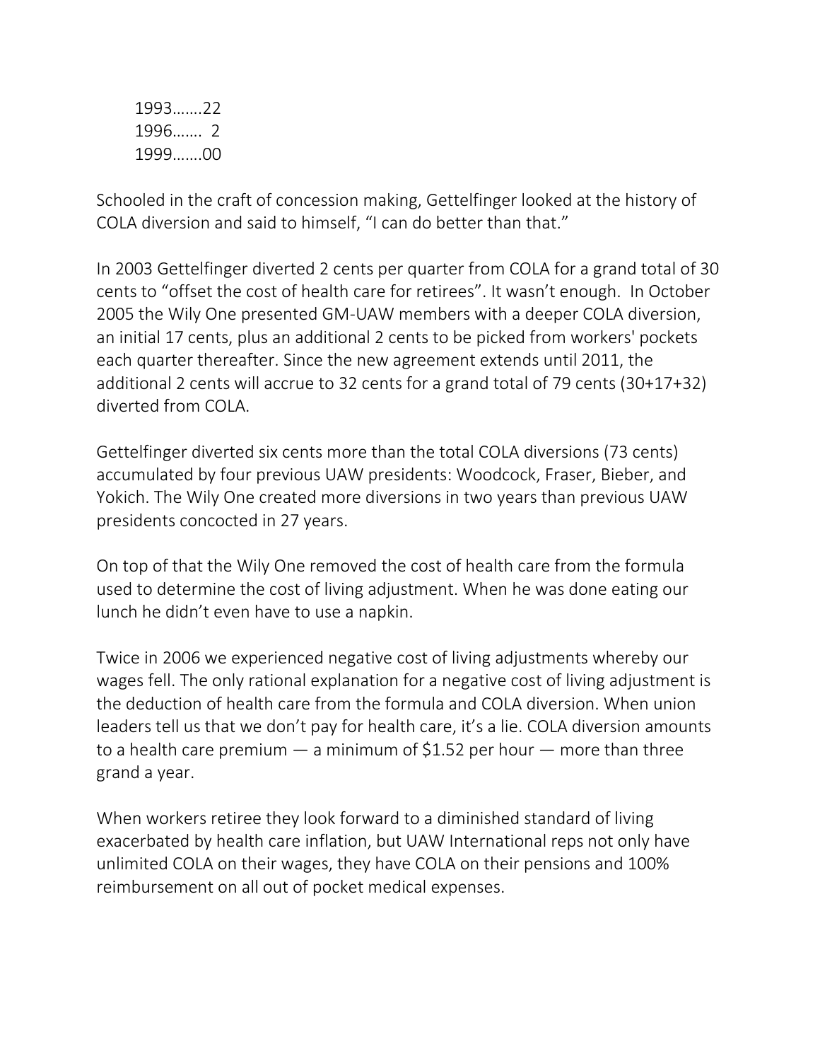1993…….22
1996……. 2
1999…….00

Schooled in the craft of concession making, Gettelfinger looked at the history of COLA diversion and said to himself, "I can do better than that."

In 2003 Gettelfinger diverted 2 cents per quarter from COLA for a grand total of 30 cents to "offset the cost of health care for retirees". It wasn't enough. In October 2005 the Wily One presented GM-UAW members with a deeper COLA diversion, an initial 17 cents, plus an additional 2 cents to be picked from workers' pockets each quarter thereafter. Since the new agreement extends until 2011, the additional 2 cents will accrue to 32 cents for a grand total of 79 cents (30+17+32) diverted from COLA.

Gettelfinger diverted six cents more than the total COLA diversions (73 cents) accumulated by four previous UAW presidents: Woodcock, Fraser, Bieber, and Yokich. The Wily One created more diversions in two years than previous UAW presidents concocted in 27 years.

On top of that the Wily One removed the cost of health care from the formula used to determine the cost of living adjustment. When he was done eating our lunch he didn't even have to use a napkin.

Twice in 2006 we experienced negative cost of living adjustments whereby our wages fell. The only rational explanation for a negative cost of living adjustment is the deduction of health care from the formula and COLA diversion. When union leaders tell us that we don't pay for health care, it's a lie. COLA diversion amounts to a health care premium — a minimum of $1.52 per hour — more than three grand a year.

When workers retiree they look forward to a diminished standard of living exacerbated by health care inflation, but UAW International reps not only have unlimited COLA on their wages, they have COLA on their pensions and 100% reimbursement on all out of pocket medical expenses.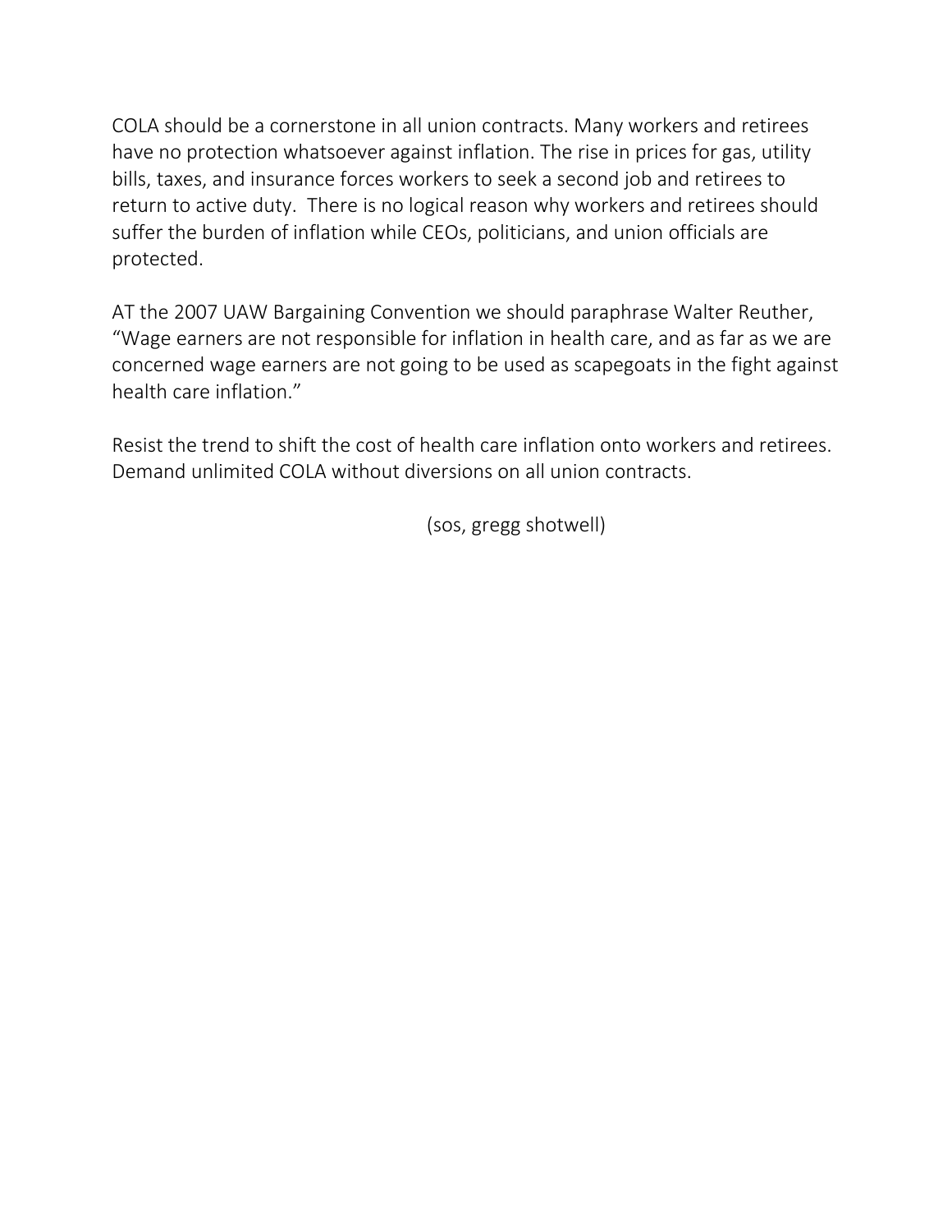COLA should be a cornerstone in all union contracts. Many workers and retirees have no protection whatsoever against inflation. The rise in prices for gas, utility bills, taxes, and insurance forces workers to seek a second job and retirees to return to active duty. There is no logical reason why workers and retirees should suffer the burden of inflation while CEOs, politicians, and union officials are protected.

AT the 2007 UAW Bargaining Convention we should paraphrase Walter Reuther, "Wage earners are not responsible for inflation in health care, and as far as we are concerned wage earners are not going to be used as scapegoats in the fight against health care inflation."

Resist the trend to shift the cost of health care inflation onto workers and retirees. Demand unlimited COLA without diversions on all union contracts.

(sos, gregg shotwell)